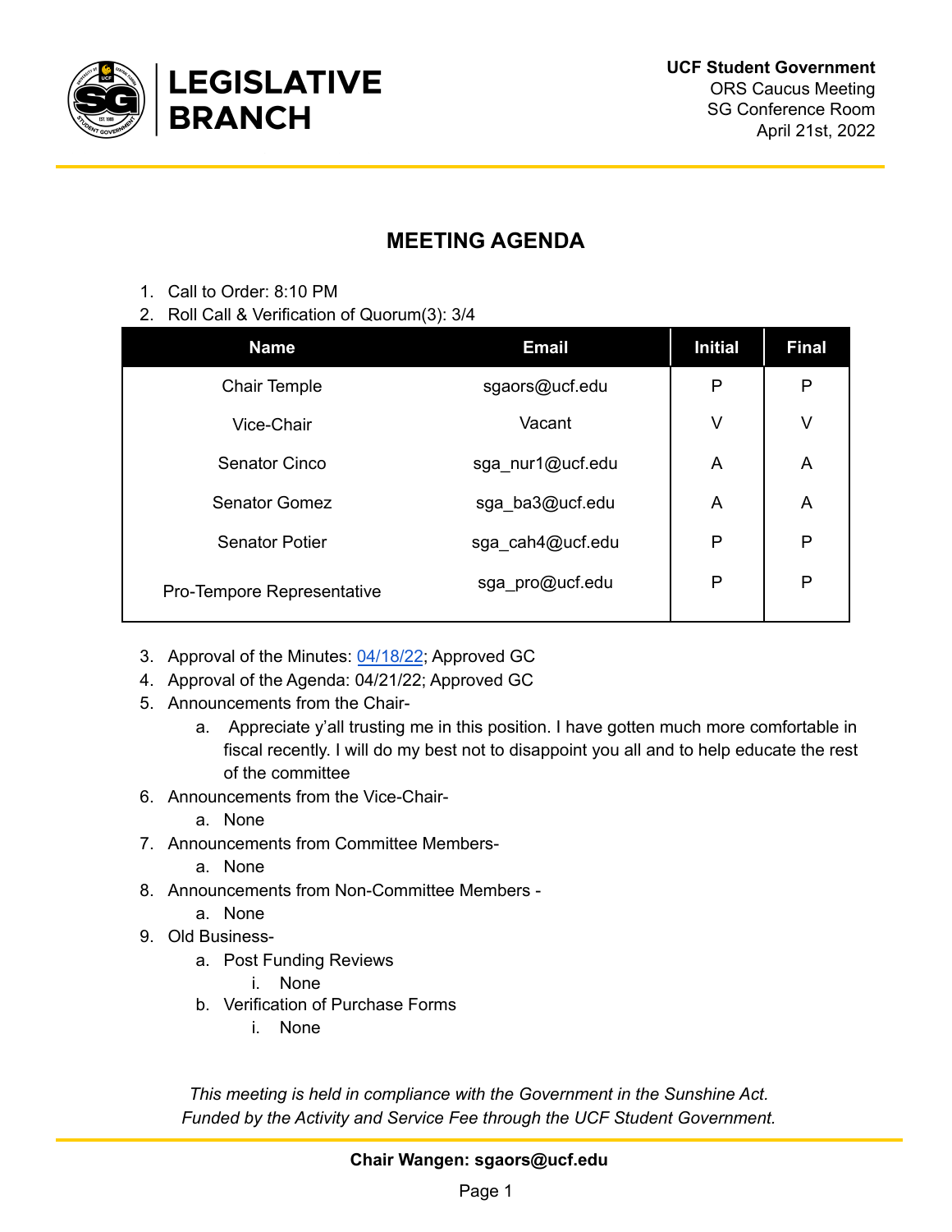**UCF Student Government**
ORS Caucus Meeting
SG Conference Room
April 21st, 2022

**LEGISLATIVE BRANCH**

## MEETING AGENDA

1. Call to Order: 8:10 PM
2. Roll Call & Verification of Quorum(3): 3/4

| Name | Email | Initial | Final |
|---|---|---|---|
| Chair Temple | sgaors@ucf.edu | P | P |
| Vice-Chair | Vacant | V | V |
| Senator Cinco | sga_nur1@ucf.edu | A | A |
| Senator Gomez | sga_ba3@ucf.edu | A | A |
| Senator Potier | sga_cah4@ucf.edu | P | P |
| Pro-Tempore Representative | sga_pro@ucf.edu | P | P |

3. Approval of the Minutes: 04/18/22; Approved GC
4. Approval of the Agenda: 04/21/22; Approved GC
5. Announcements from the Chair-
   a. Appreciate y'all trusting me in this position. I have gotten much more comfortable in fiscal recently. I will do my best not to disappoint you all and to help educate the rest of the committee
6. Announcements from the Vice-Chair-
   a. None
7. Announcements from Committee Members-
   a. None
8. Announcements from Non-Committee Members -
   a. None
9. Old Business-
   a. Post Funding Reviews
      i. None
   b. Verification of Purchase Forms
      i. None

*This meeting is held in compliance with the Government in the Sunshine Act.*
*Funded by the Activity and Service Fee through the UCF Student Government.*

**Chair Wangen: sgaors@ucf.edu**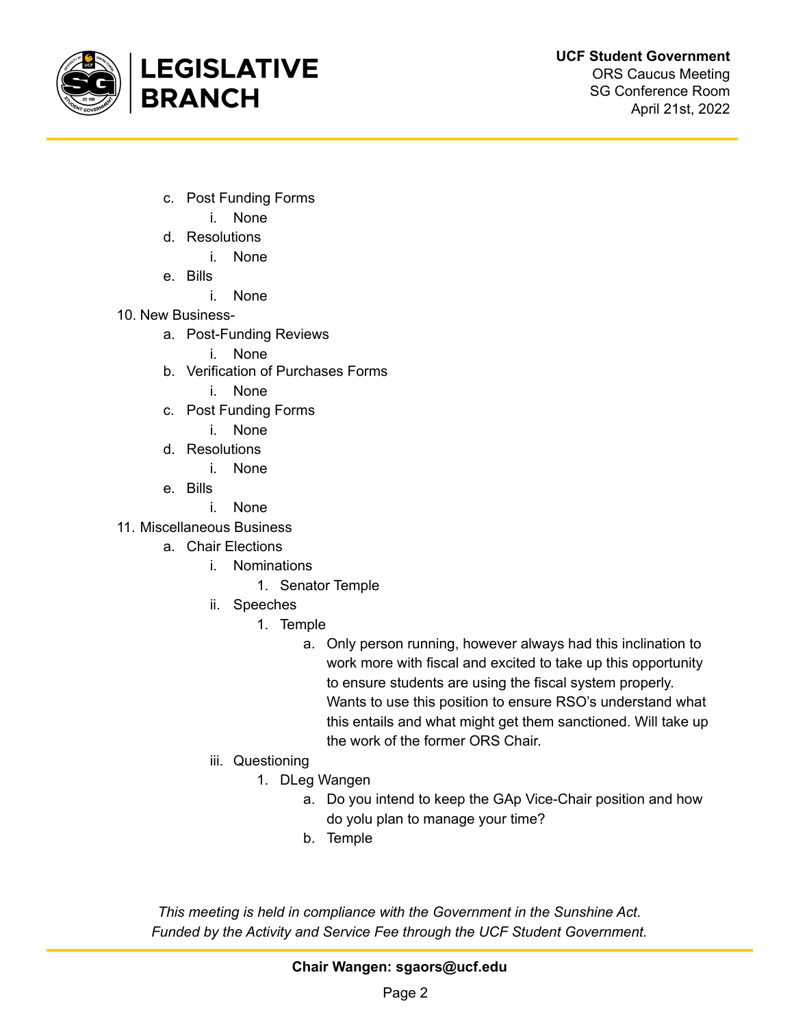c. Post Funding Forms
      i. None
   d. Resolutions
      i. None
   e. Bills
      i. None

10. New Business-
    a. Post-Funding Reviews
       i. None
    b. Verification of Purchases Forms
       i. None
    c. Post Funding Forms
       i. None
    d. Resolutions
       i. None
    e. Bills
       i. None

11. Miscellaneous Business
    a. Chair Elections
       i. Nominations
          1. Senator Temple
       ii. Speeches
          1. Temple
             a. Only person running, however always had this inclination to work more with fiscal and excited to take up this opportunity to ensure students are using the fiscal system properly. Wants to use this position to ensure RSO's understand what this entails and what might get them sanctioned. Will take up the work of the former ORS Chair.
       iii. Questioning
          1. DLeg Wangen
             a. Do you intend to keep the GAp Vice-Chair position and how do yolu plan to manage your time?
             b. Temple

*This meeting is held in compliance with the Government in the Sunshine Act.*
*Funded by the Activity and Service Fee through the UCF Student Government.*

**Chair Wangen: sgaors@ucf.edu**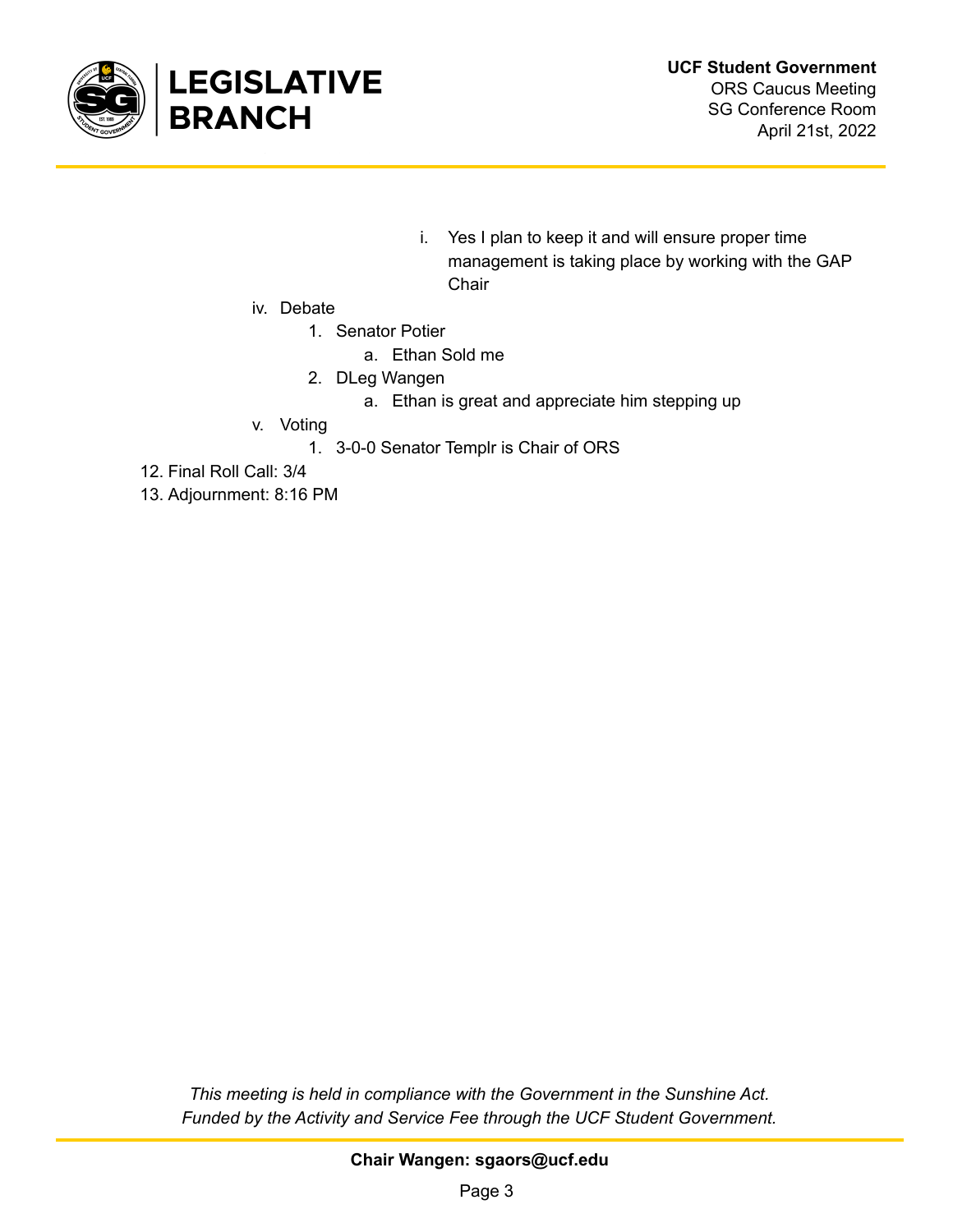i. Yes I plan to keep it and will ensure proper time management is taking place by working with the GAP Chair

        iv. Debate
            1. Senator Potier
                a. Ethan Sold me
            2. DLeg Wangen
                a. Ethan is great and appreciate him stepping up
        v. Voting
            1. 3-0-0 Senator Templr is Chair of ORS

12. Final Roll Call: 3/4
13. Adjournment: 8:16 PM

*This meeting is held in compliance with the Government in the Sunshine Act.*
*Funded by the Activity and Service Fee through the UCF Student Government.*

**Chair Wangen: sgaors@ucf.edu**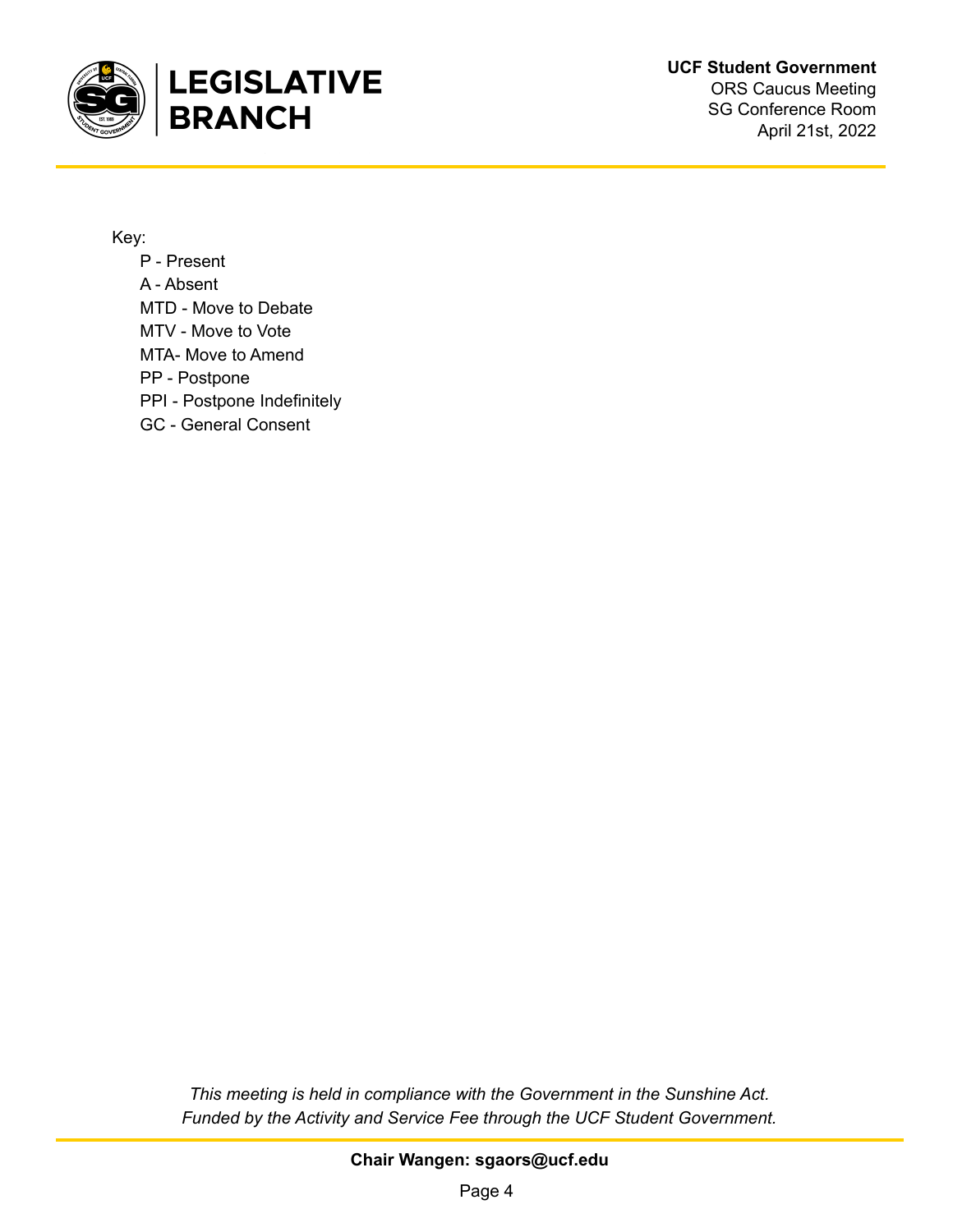Key:

- P - Present
- A - Absent
- MTD - Move to Debate
- MTV - Move to Vote
- MTA- Move to Amend
- PP - Postpone
- PPI - Postpone Indefinitely
- GC - General Consent